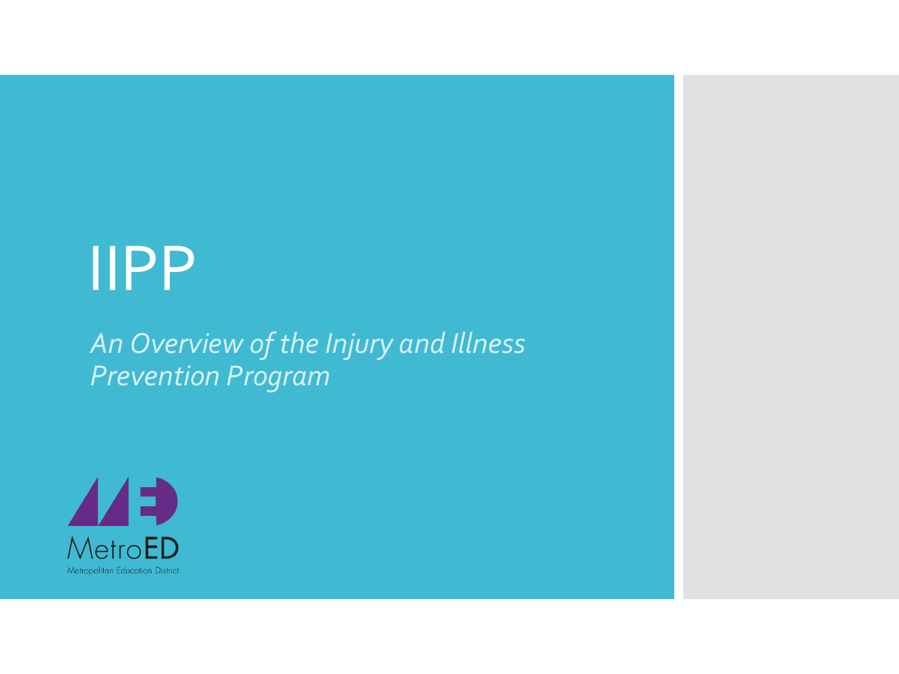# IIPP

*An Overview of the Injury and Illness Prevention Program*

MetroED

Metropolitan Education District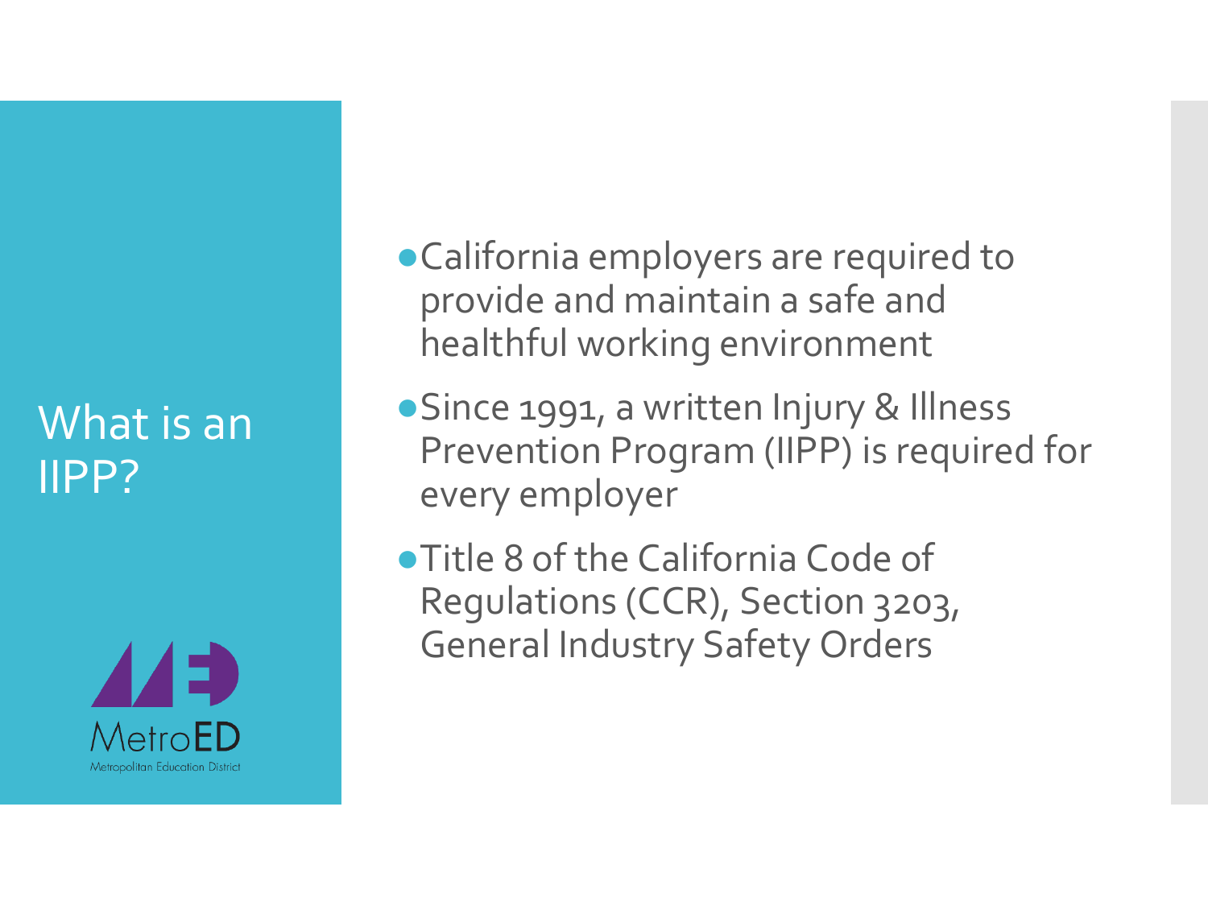# What is an IIPP?

MetroED
Metropolitan Education District

- California employers are required to provide and maintain a safe and healthful working environment
- Since 1991, a written Injury & Illness Prevention Program (IIPP) is required for every employer
- Title 8 of the California Code of Regulations (CCR), Section 3203, General Industry Safety Orders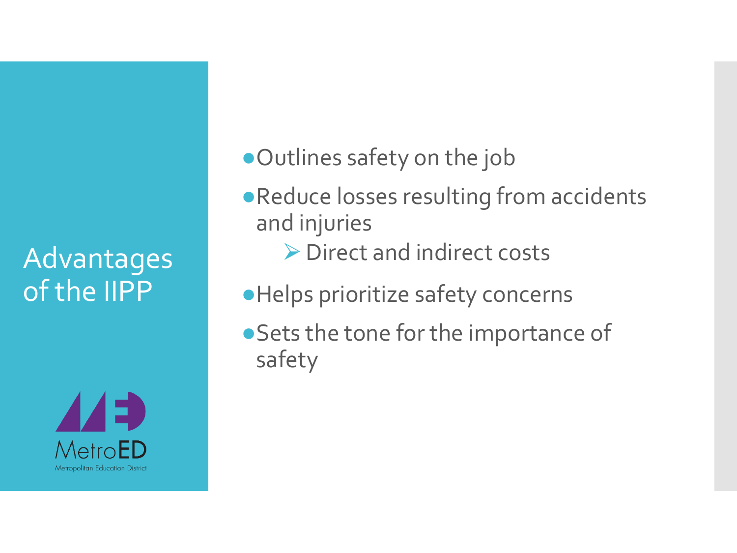# Advantages of the IIPP

- Outlines safety on the job
- Reduce losses resulting from accidents and injuries
  - Direct and indirect costs
- Helps prioritize safety concerns
- Sets the tone for the importance of safety

MetroED
Metropolitan Education District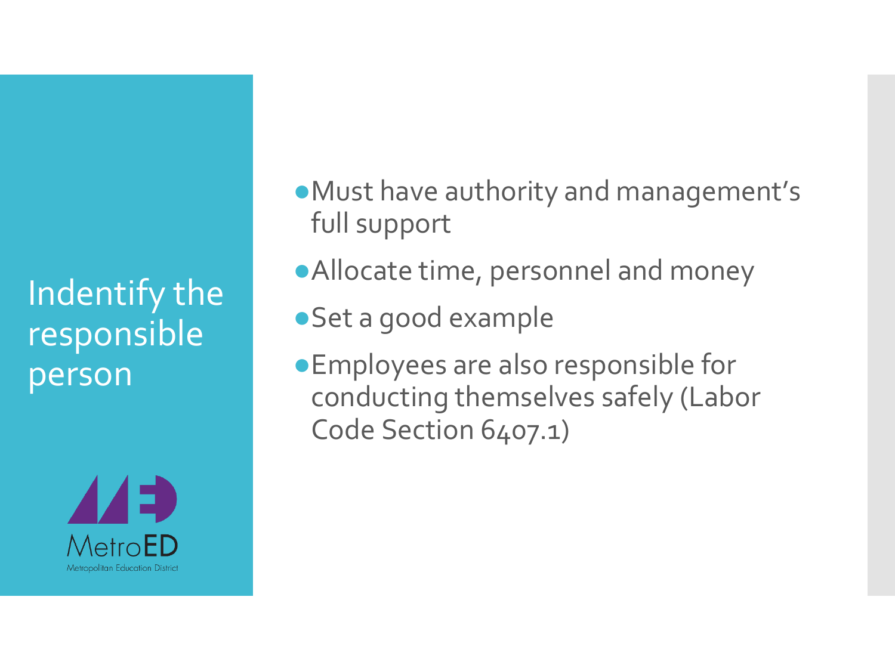# Indentify the responsible person

- Must have authority and management's full support
- Allocate time, personnel and money
- Set a good example
- Employees are also responsible for conducting themselves safely (Labor Code Section 6407.1)

MetroED

Metropolitan Education District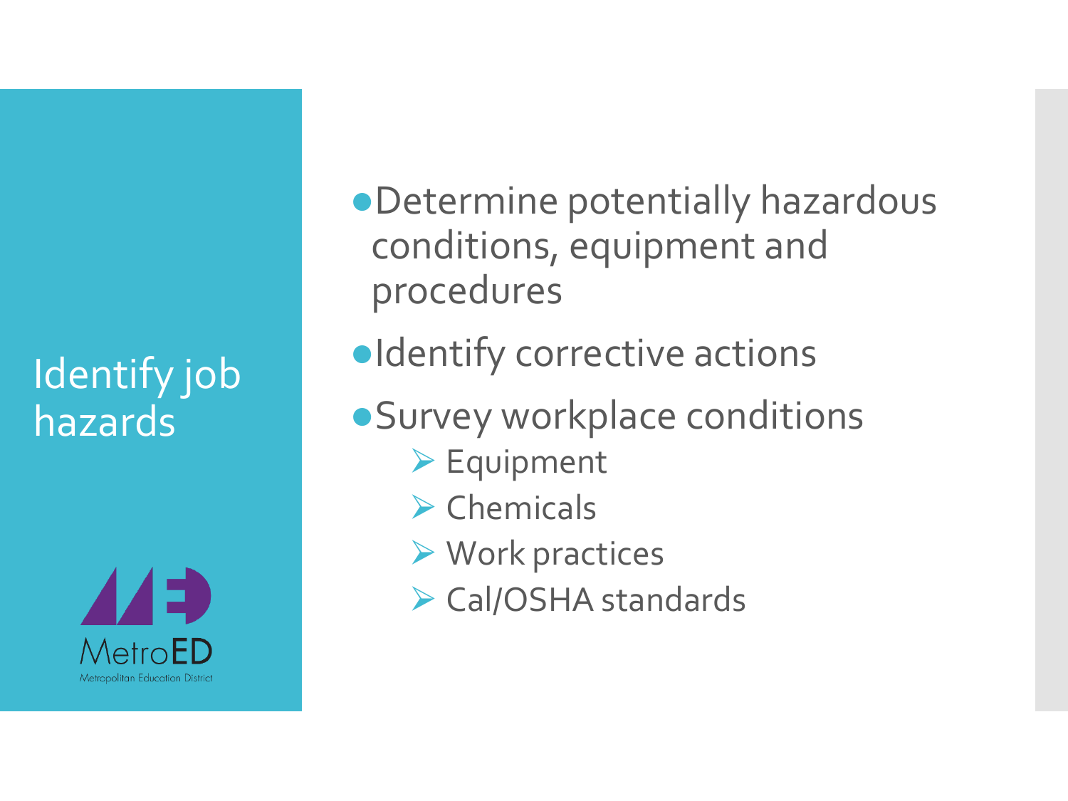# Identify job hazards

- Determine potentially hazardous conditions, equipment and procedures
- Identify corrective actions
- Survey workplace conditions
  - Equipment
  - Chemicals
  - Work practices
  - Cal/OSHA standards

MetroED

Metropolitan Education District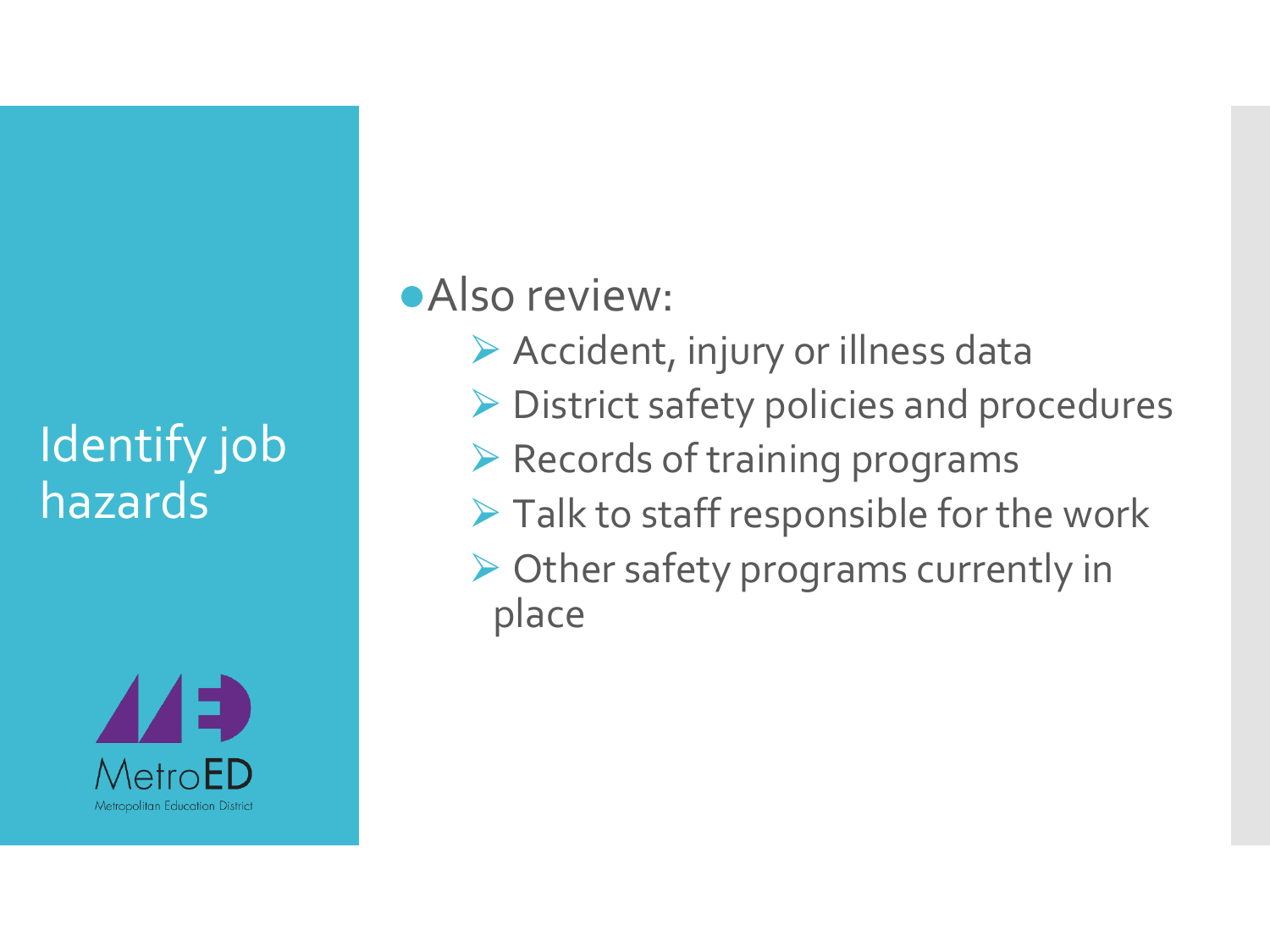# Identify job hazards

- Also review:
  - Accident, injury or illness data
  - District safety policies and procedures
  - Records of training programs
  - Talk to staff responsible for the work
  - Other safety programs currently in place

MetroED

Metropolitan Education District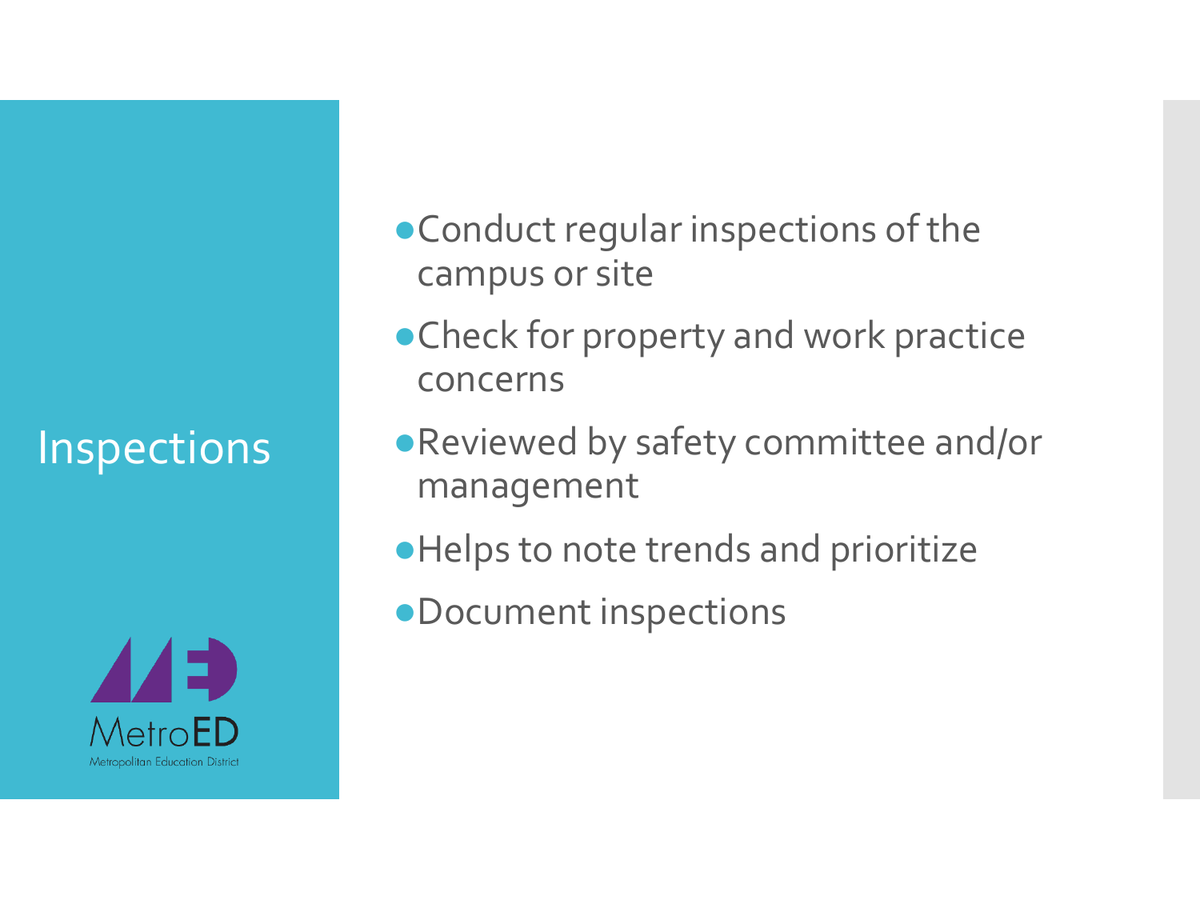# Inspections

- Conduct regular inspections of the campus or site
- Check for property and work practice concerns
- Reviewed by safety committee and/or management
- Helps to note trends and prioritize
- Document inspections

MetroED

Metropolitan Education District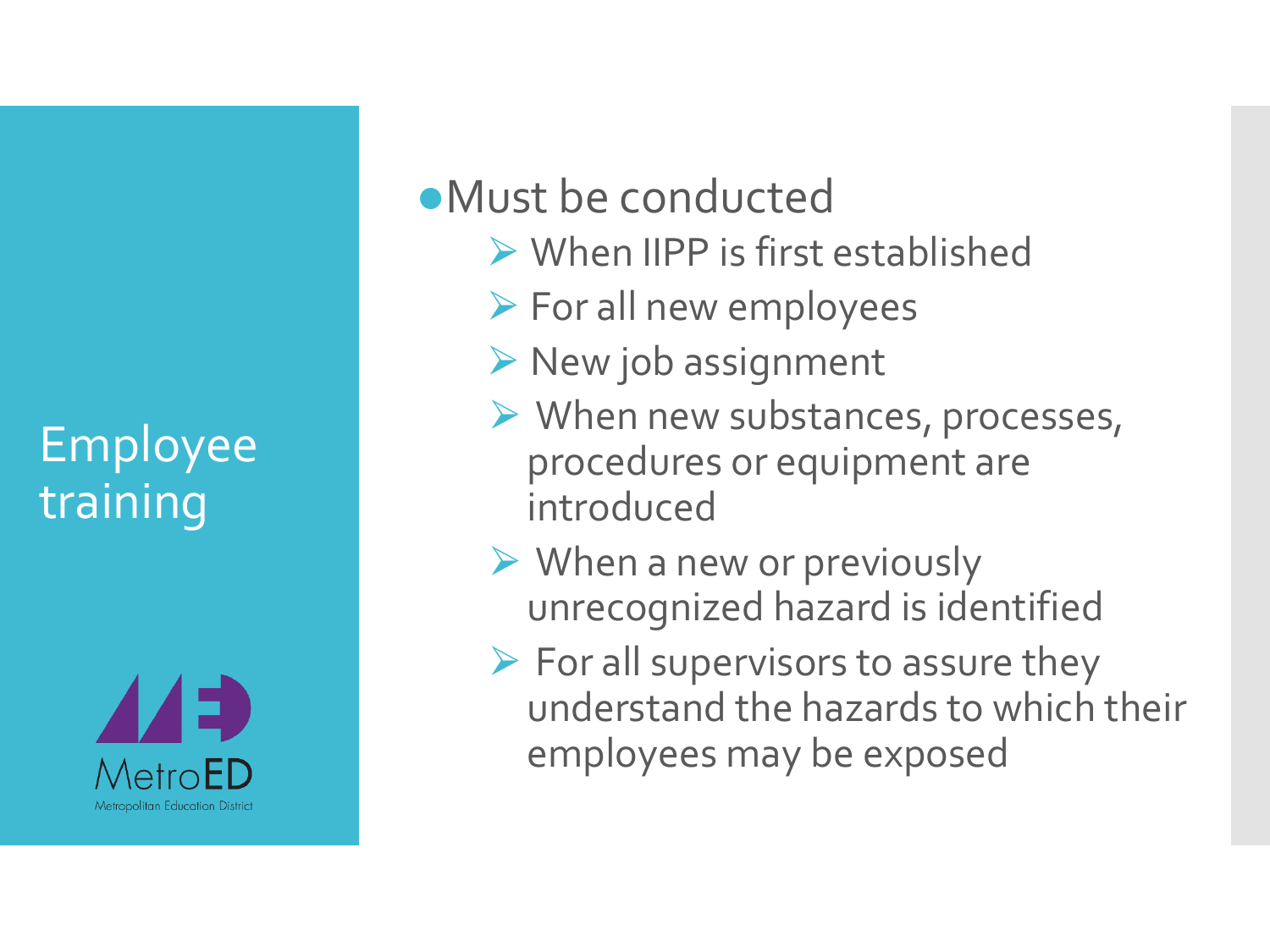# Employee training

- Must be conducted
  - When IIPP is first established
  - For all new employees
  - New job assignment
  - When new substances, processes, procedures or equipment are introduced
  - When a new or previously unrecognized hazard is identified
  - For all supervisors to assure they understand the hazards to which their employees may be exposed

MetroED
Metropolitan Education District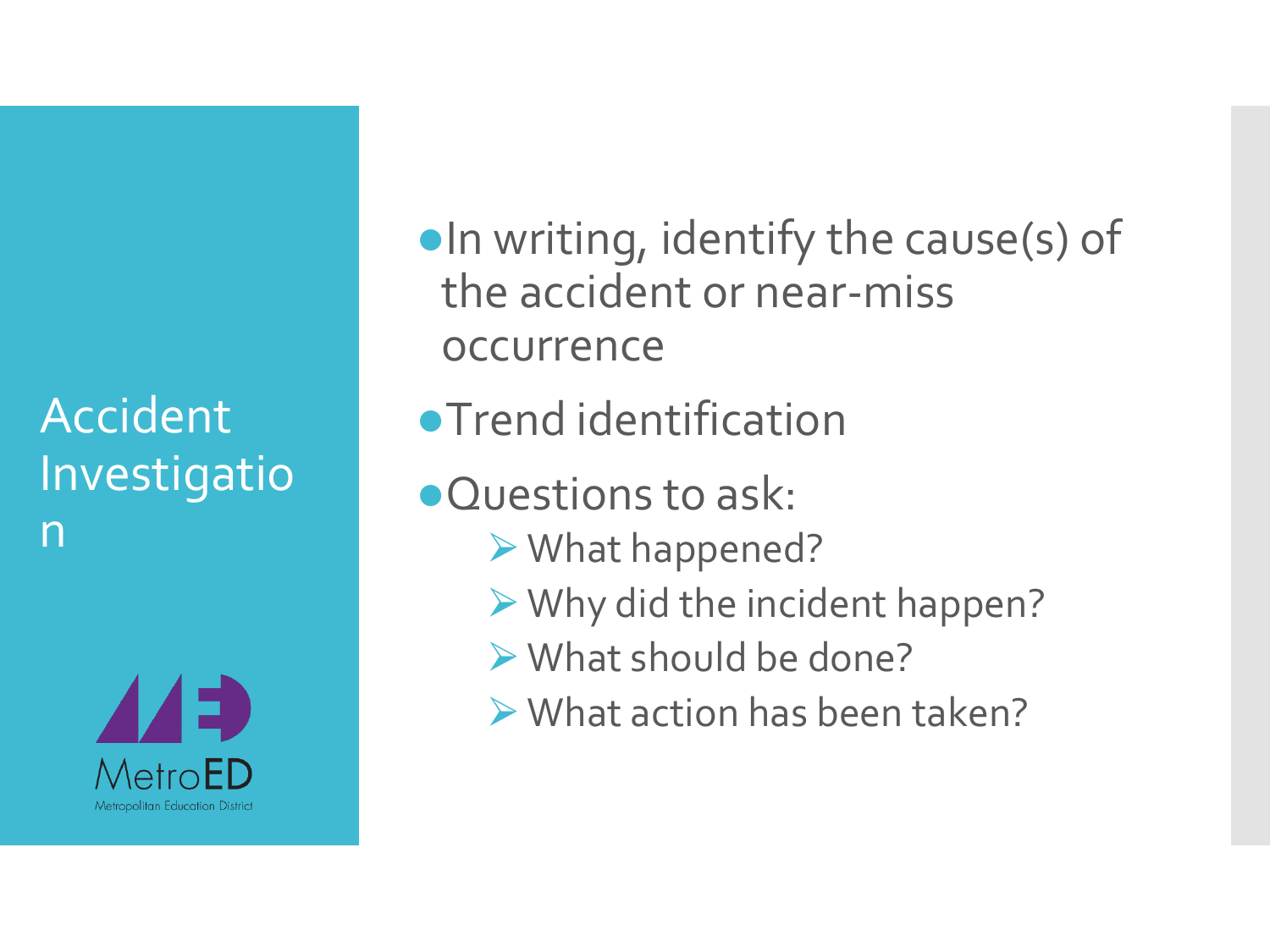# Accident Investigation

- In writing, identify the cause(s) of the accident or near-miss occurrence
- Trend identification
- Questions to ask:
  - What happened?
  - Why did the incident happen?
  - What should be done?
  - What action has been taken?

MetroED
Metropolitan Education District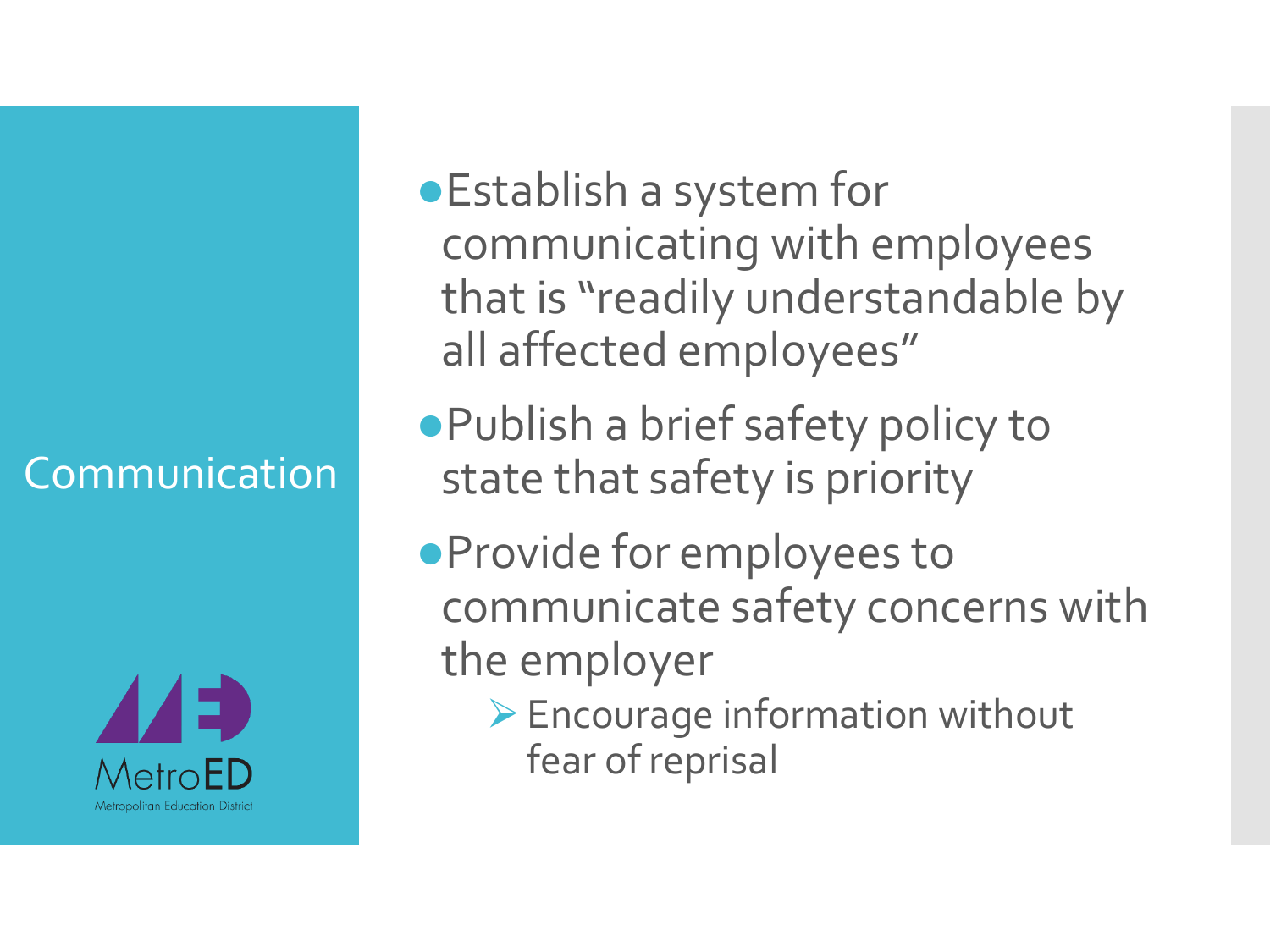## Communication

- Establish a system for communicating with employees that is "readily understandable by all affected employees"
- Publish a brief safety policy to state that safety is priority
- Provide for employees to communicate safety concerns with the employer
  - Encourage information without fear of reprisal

MetroED
Metropolitan Education District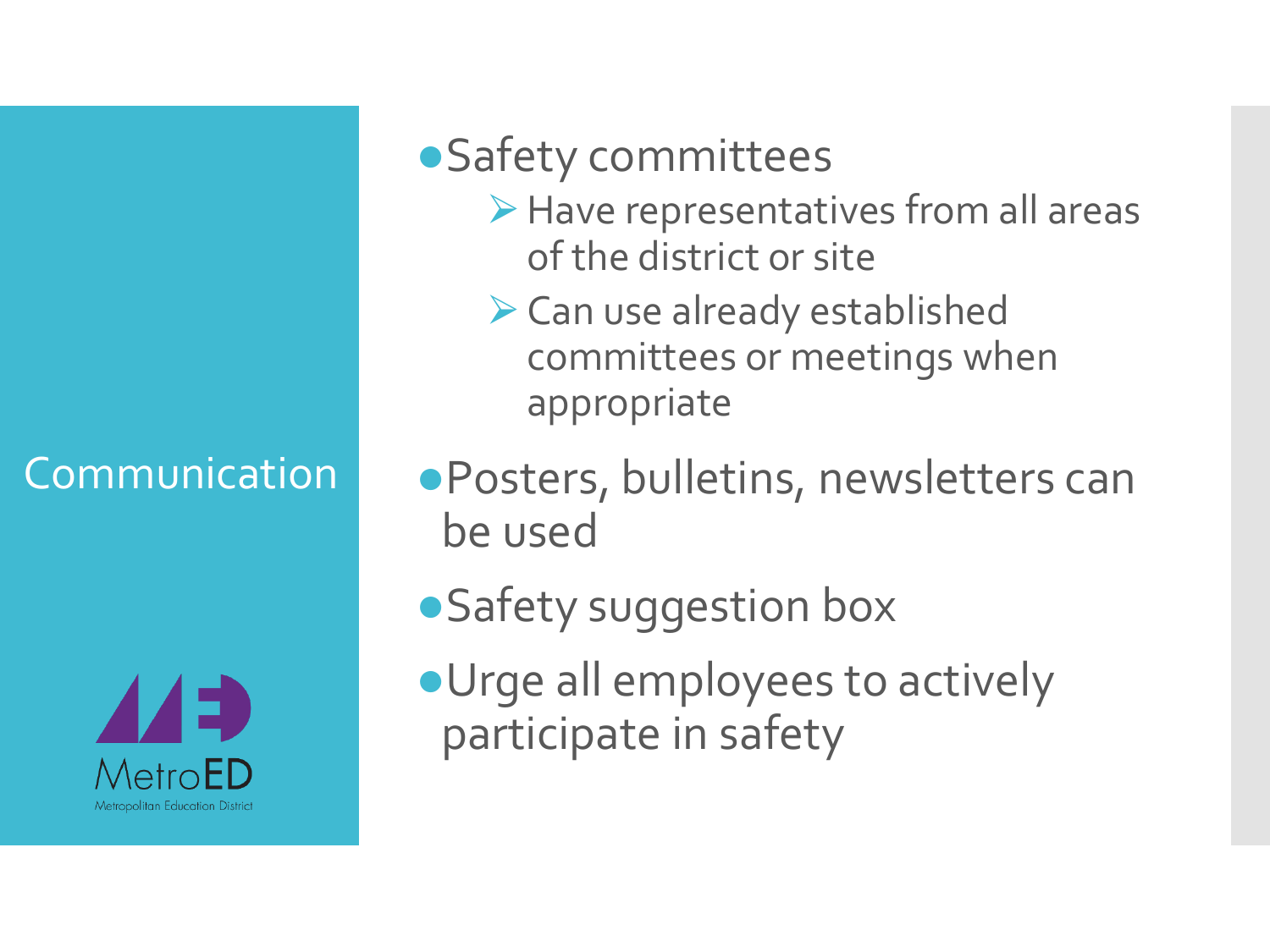## Communication

- Safety committees
  - Have representatives from all areas of the district or site
  - Can use already established committees or meetings when appropriate
- Posters, bulletins, newsletters can be used
- Safety suggestion box
- Urge all employees to actively participate in safety

MetroED
Metropolitan Education District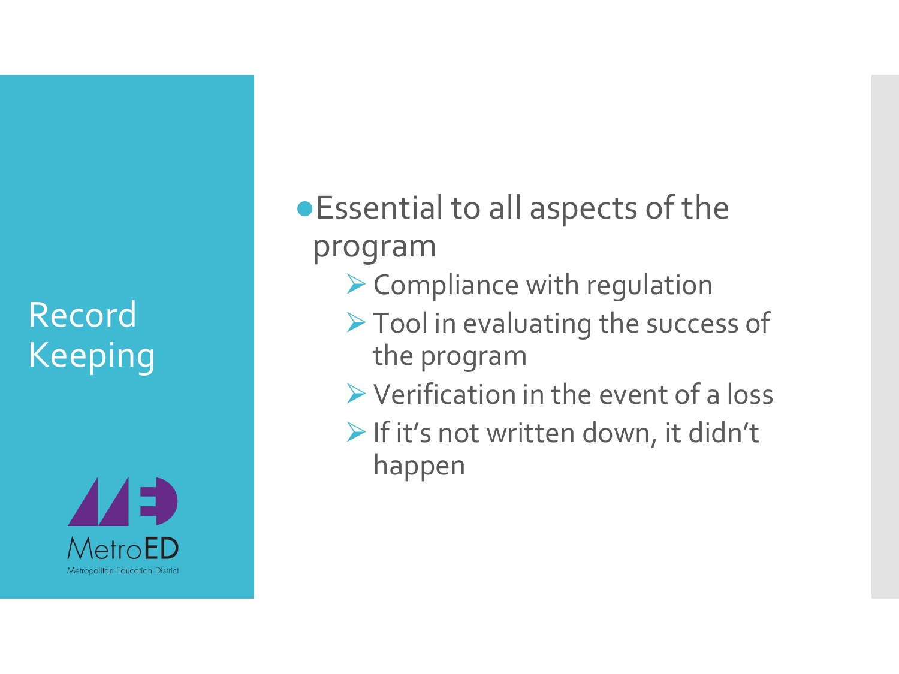# Record Keeping

- Essential to all aspects of the program
  - Compliance with regulation
  - Tool in evaluating the success of the program
  - Verification in the event of a loss
  - If it's not written down, it didn't happen

MetroED
Metropolitan Education District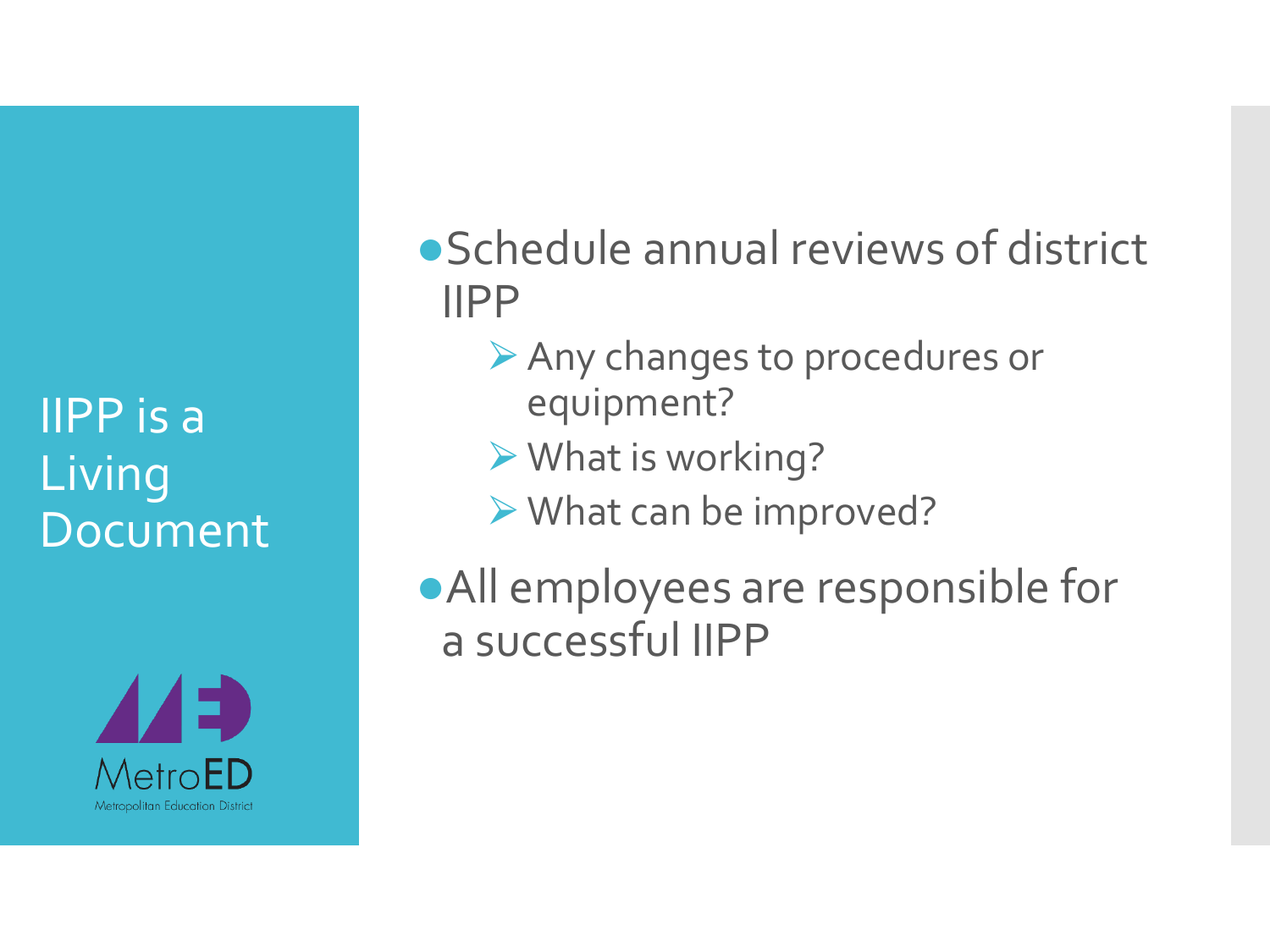# IIPP is a Living Document

- Schedule annual reviews of district IIPP
  - Any changes to procedures or equipment?
  - What is working?
  - What can be improved?
- All employees are responsible for a successful IIPP

MetroED

Metropolitan Education District